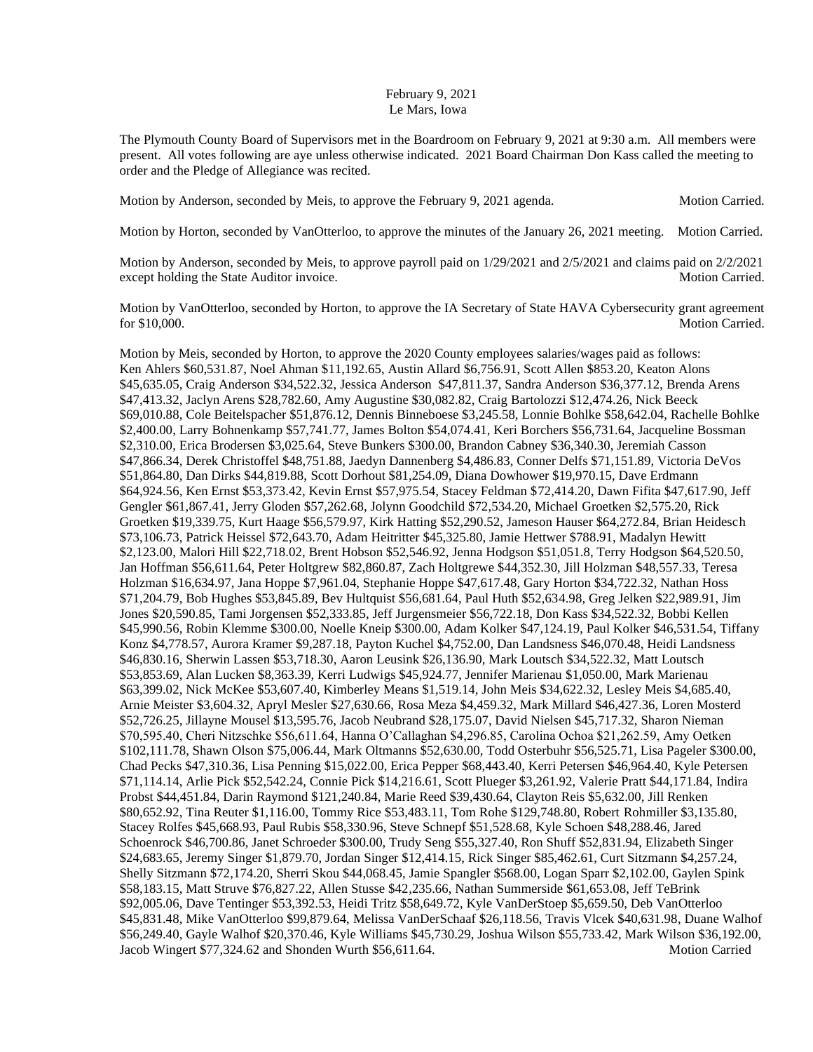February 9, 2021
Le Mars, Iowa

The Plymouth County Board of Supervisors met in the Boardroom on February 9, 2021 at 9:30 a.m. All members were present. All votes following are aye unless otherwise indicated. 2021 Board Chairman Don Kass called the meeting to order and the Pledge of Allegiance was recited.

Motion by Anderson, seconded by Meis, to approve the February 9, 2021 agenda. Motion Carried.

Motion by Horton, seconded by VanOtterloo, to approve the minutes of the January 26, 2021 meeting. Motion Carried.

Motion by Anderson, seconded by Meis, to approve payroll paid on 1/29/2021 and 2/5/2021 and claims paid on 2/2/2021 except holding the State Auditor invoice. Motion Carried.

Motion by VanOtterloo, seconded by Horton, to approve the IA Secretary of State HAVA Cybersecurity grant agreement for $10,000. Motion Carried.

Motion by Meis, seconded by Horton, to approve the 2020 County employees salaries/wages paid as follows: Ken Ahlers $60,531.87, Noel Ahman $11,192.65, Austin Allard $6,756.91, Scott Allen $853.20, Keaton Alons $45,635.05, Craig Anderson $34,522.32, Jessica Anderson $47,811.37, Sandra Anderson $36,377.12, Brenda Arens $47,413.32, Jaclyn Arens $28,782.60, Amy Augustine $30,082.82, Craig Bartolozzi $12,474.26, Nick Beeck $69,010.88, Cole Beitelspacher $51,876.12, Dennis Binneboese $3,245.58, Lonnie Bohlke $58,642.04, Rachelle Bohlke $2,400.00, Larry Bohnenkamp $57,741.77, James Bolton $54,074.41, Keri Borchers $56,731.64, Jacqueline Bossman $2,310.00, Erica Brodersen $3,025.64, Steve Bunkers $300.00, Brandon Cabney $36,340.30, Jeremiah Casson $47,866.34, Derek Christoffel $48,751.88, Jaedyn Dannenberg $4,486.83, Conner Delfs $71,151.89, Victoria DeVos $51,864.80, Dan Dirks $44,819.88, Scott Dorhout $81,254.09, Diana Dowhower $19,970.15, Dave Erdmann $64,924.56, Ken Ernst $53,373.42, Kevin Ernst $57,975.54, Stacey Feldman $72,414.20, Dawn Fifita $47,617.90, Jeff Gengler $61,867.41, Jerry Gloden $57,262.68, Jolynn Goodchild $72,534.20, Michael Groetken $2,575.20, Rick Groetken $19,339.75, Kurt Haage $56,579.97, Kirk Hatting $52,290.52, Jameson Hauser $64,272.84, Brian Heidesch $73,106.73, Patrick Heissel $72,643.70, Adam Heitritter $45,325.80, Jamie Hettwer $788.91, Madalyn Hewitt $2,123.00, Malori Hill $22,718.02, Brent Hobson $52,546.92, Jenna Hodgson $51,051.8, Terry Hodgson $64,520.50, Jan Hoffman $56,611.64, Peter Holtgrew $82,860.87, Zach Holtgrewe $44,352.30, Jill Holzman $48,557.33, Teresa Holzman $16,634.97, Jana Hoppe $7,961.04, Stephanie Hoppe $47,617.48, Gary Horton $34,722.32, Nathan Hoss $71,204.79, Bob Hughes $53,845.89, Bev Hultquist $56,681.64, Paul Huth $52,634.98, Greg Jelken $22,989.91, Jim Jones $20,590.85, Tami Jorgensen $52,333.85, Jeff Jurgensmeier $56,722.18, Don Kass $34,522.32, Bobbi Kellen $45,990.56, Robin Klemme $300.00, Noelle Kneip $300.00, Adam Kolker $47,124.19, Paul Kolker $46,531.54, Tiffany Konz $4,778.57, Aurora Kramer $9,287.18, Payton Kuchel $4,752.00, Dan Landsness $46,070.48, Heidi Landsness $46,830.16, Sherwin Lassen $53,718.30, Aaron Leusink $26,136.90, Mark Loutsch $34,522.32, Matt Loutsch $53,853.69, Alan Lucken $8,363.39, Kerri Ludwigs $45,924.77, Jennifer Marienau $1,050.00, Mark Marienau $63,399.02, Nick McKee $53,607.40, Kimberley Means $1,519.14, John Meis $34,622.32, Lesley Meis $4,685.40, Arnie Meister $3,604.32, Apryl Mesler $27,630.66, Rosa Meza $4,459.32, Mark Millard $46,427.36, Loren Mosterd $52,726.25, Jillayne Mousel $13,595.76, Jacob Neubrand $28,175.07, David Nielsen $45,717.32, Sharon Nieman $70,595.40, Cheri Nitzschke $56,611.64, Hanna O'Callaghan $4,296.85, Carolina Ochoa $21,262.59, Amy Oetken $102,111.78, Shawn Olson $75,006.44, Mark Oltmanns $52,630.00, Todd Osterbuhr $56,525.71, Lisa Pageler $300.00, Chad Pecks $47,310.36, Lisa Penning $15,022.00, Erica Pepper $68,443.40, Kerri Petersen $46,964.40, Kyle Petersen $71,114.14, Arlie Pick $52,542.24, Connie Pick $14,216.61, Scott Plueger $3,261.92, Valerie Pratt $44,171.84, Indira Probst $44,451.84, Darin Raymond $121,240.84, Marie Reed $39,430.64, Clayton Reis $5,632.00, Jill Renken $80,652.92, Tina Reuter $1,116.00, Tommy Rice $53,483.11, Tom Rohe $129,748.80, Robert Rohmiller $3,135.80, Stacey Rolfes $45,668.93, Paul Rubis $58,330.96, Steve Schnepf $51,528.68, Kyle Schoen $48,288.46, Jared Schoenrock $46,700.86, Janet Schroeder $300.00, Trudy Seng $55,327.40, Ron Shuff $52,831.94, Elizabeth Singer $24,683.65, Jeremy Singer $1,879.70, Jordan Singer $12,414.15, Rick Singer $85,462.61, Curt Sitzmann $4,257.24, Shelly Sitzmann $72,174.20, Sherri Skou $44,068.45, Jamie Spangler $568.00, Logan Sparr $2,102.00, Gaylen Spink $58,183.15, Matt Struve $76,827.22, Allen Stusse $42,235.66, Nathan Summerside $61,653.08, Jeff TeBrink $92,005.06, Dave Tentinger $53,392.53, Heidi Tritz $58,649.72, Kyle VanDerStoep $5,659.50, Deb VanOtterloo $45,831.48, Mike VanOtterloo $99,879.64, Melissa VanDerSchaaf $26,118.56, Travis Vlcek $40,631.98, Duane Walhof $56,249.40, Gayle Walhof $20,370.46, Kyle Williams $45,730.29, Joshua Wilson $55,733.42, Mark Wilson $36,192.00, Jacob Wingert $77,324.62 and Shonden Wurth $56,611.64. Motion Carried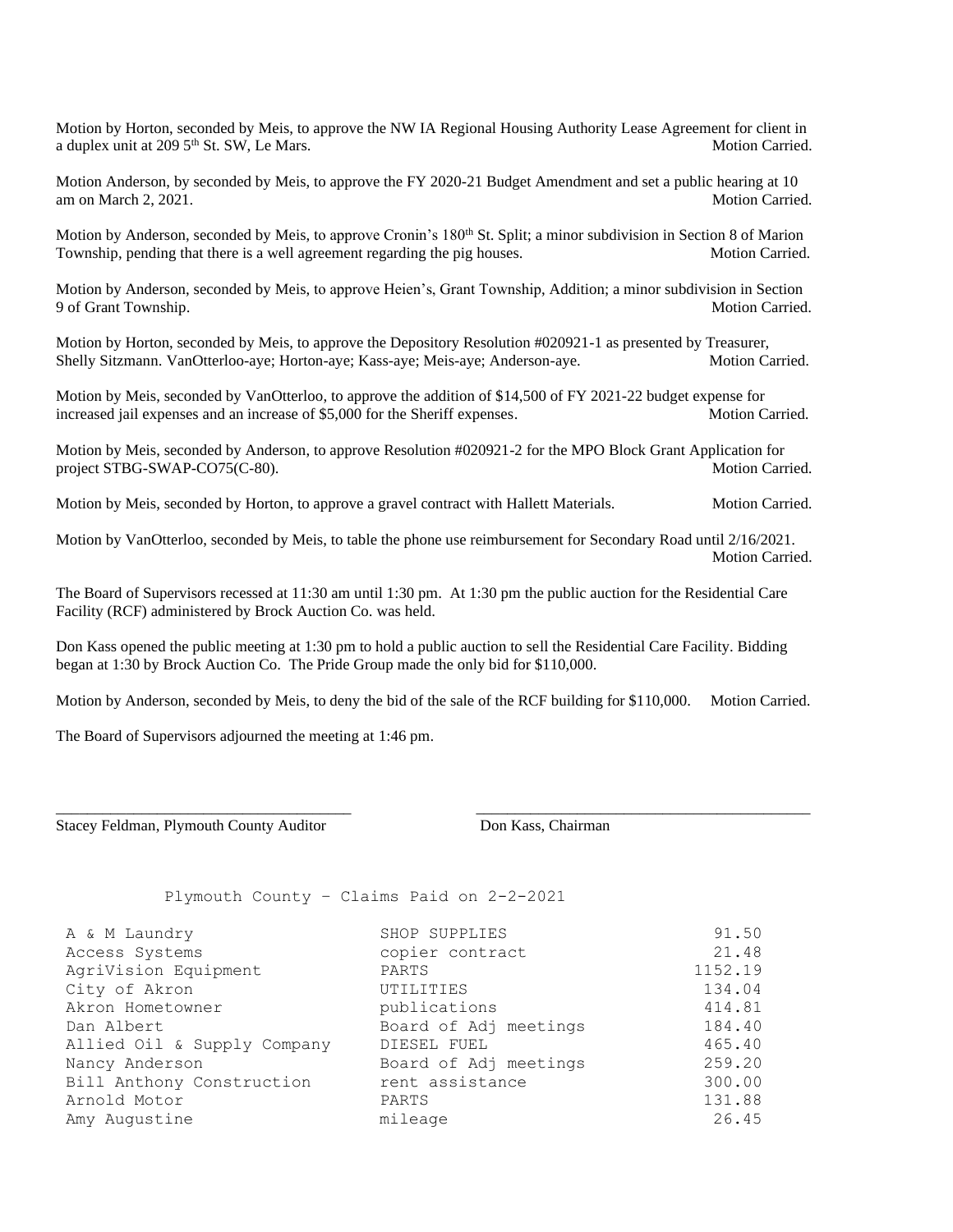Motion by Horton, seconded by Meis, to approve the NW IA Regional Housing Authority Lease Agreement for client in a duplex unit at 209 5th St. SW, Le Mars. Motion Carried.

Motion Anderson, by seconded by Meis, to approve the FY 2020-21 Budget Amendment and set a public hearing at 10 am on March 2, 2021. Motion Carried.

Motion by Anderson, seconded by Meis, to approve Cronin's 180th St. Split; a minor subdivision in Section 8 of Marion Township, pending that there is a well agreement regarding the pig houses. Motion Carried.

Motion by Anderson, seconded by Meis, to approve Heien's, Grant Township, Addition; a minor subdivision in Section 9 of Grant Township. Motion Carried.

Motion by Horton, seconded by Meis, to approve the Depository Resolution #020921-1 as presented by Treasurer, Shelly Sitzmann. VanOtterloo-aye; Horton-aye; Kass-aye; Meis-aye; Anderson-aye. Motion Carried.

Motion by Meis, seconded by VanOtterloo, to approve the addition of $14,500 of FY 2021-22 budget expense for increased jail expenses and an increase of $5,000 for the Sheriff expenses. Motion Carried.

Motion by Meis, seconded by Anderson, to approve Resolution #020921-2 for the MPO Block Grant Application for project STBG-SWAP-CO75(C-80). Motion Carried.

Motion by Meis, seconded by Horton, to approve a gravel contract with Hallett Materials. Motion Carried.

Motion by VanOtterloo, seconded by Meis, to table the phone use reimbursement for Secondary Road until 2/16/2021. Motion Carried.

The Board of Supervisors recessed at 11:30 am until 1:30 pm. At 1:30 pm the public auction for the Residential Care Facility (RCF) administered by Brock Auction Co. was held.

Don Kass opened the public meeting at 1:30 pm to hold a public auction to sell the Residential Care Facility. Bidding began at 1:30 by Brock Auction Co. The Pride Group made the only bid for $110,000.

Motion by Anderson, seconded by Meis, to deny the bid of the sale of the RCF building for $110,000. Motion Carried.

The Board of Supervisors adjourned the meeting at 1:46 pm.

_____________________________________ _____________________________________

Stacey Feldman, Plymouth County Auditor Don Kass, Chairman

Plymouth County - Claims Paid on 2-2-2021

| | | |
|---|---|---|
| A & M Laundry | SHOP SUPPLIES | 91.50 |
| Access Systems | copier contract | 21.48 |
| AgriVision Equipment | PARTS | 1152.19 |
| City of Akron | UTILITIES | 134.04 |
| Akron Hometowner | publications | 414.81 |
| Dan Albert | Board of Adj meetings | 184.40 |
| Allied Oil & Supply Company | DIESEL FUEL | 465.40 |
| Nancy Anderson | Board of Adj meetings | 259.20 |
| Bill Anthony Construction | rent assistance | 300.00 |
| Arnold Motor | PARTS | 131.88 |
| Amy Augustine | mileage | 26.45 |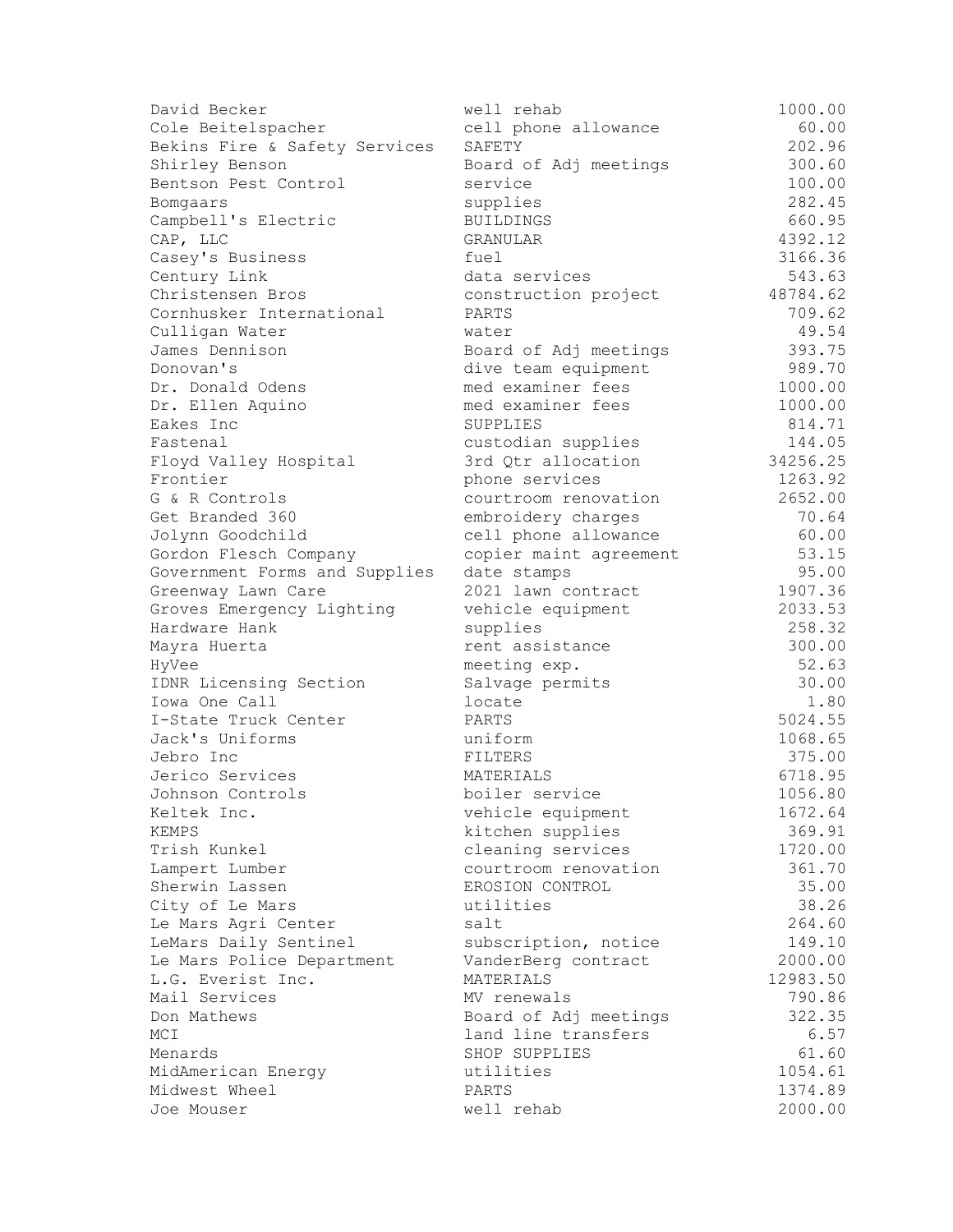| | | |
|---|---|---|
| David Becker | well rehab | 1000.00 |
| Cole Beitelspacher | cell phone allowance | 60.00 |
| Bekins Fire & Safety Services | SAFETY | 202.96 |
| Shirley Benson | Board of Adj meetings | 300.60 |
| Bentson Pest Control | service | 100.00 |
| Bomgaars | supplies | 282.45 |
| Campbell's Electric | BUILDINGS | 660.95 |
| CAP, LLC | GRANULAR | 4392.12 |
| Casey's Business | fuel | 3166.36 |
| Century Link | data services | 543.63 |
| Christensen Bros | construction project | 48784.62 |
| Cornhusker International | PARTS | 709.62 |
| Culligan Water | water | 49.54 |
| James Dennison | Board of Adj meetings | 393.75 |
| Donovan's | dive team equipment | 989.70 |
| Dr. Donald Odens | med examiner fees | 1000.00 |
| Dr. Ellen Aquino | med examiner fees | 1000.00 |
| Eakes Inc | SUPPLIES | 814.71 |
| Fastenal | custodian supplies | 144.05 |
| Floyd Valley Hospital | 3rd Qtr allocation | 34256.25 |
| Frontier | phone services | 1263.92 |
| G & R Controls | courtroom renovation | 2652.00 |
| Get Branded 360 | embroidery charges | 70.64 |
| Jolynn Goodchild | cell phone allowance | 60.00 |
| Gordon Flesch Company | copier maint agreement | 53.15 |
| Government Forms and Supplies | date stamps | 95.00 |
| Greenway Lawn Care | 2021 lawn contract | 1907.36 |
| Groves Emergency Lighting | vehicle equipment | 2033.53 |
| Hardware Hank | supplies | 258.32 |
| Mayra Huerta | rent assistance | 300.00 |
| HyVee | meeting exp. | 52.63 |
| IDNR Licensing Section | Salvage permits | 30.00 |
| Iowa One Call | locate | 1.80 |
| I-State Truck Center | PARTS | 5024.55 |
| Jack's Uniforms | uniform | 1068.65 |
| Jebro Inc | FILTERS | 375.00 |
| Jerico Services | MATERIALS | 6718.95 |
| Johnson Controls | boiler service | 1056.80 |
| Keltek Inc. | vehicle equipment | 1672.64 |
| KEMPS | kitchen supplies | 369.91 |
| Trish Kunkel | cleaning services | 1720.00 |
| Lampert Lumber | courtroom renovation | 361.70 |
| Sherwin Lassen | EROSION CONTROL | 35.00 |
| City of Le Mars | utilities | 38.26 |
| Le Mars Agri Center | salt | 264.60 |
| LeMars Daily Sentinel | subscription, notice | 149.10 |
| Le Mars Police Department | VanderBerg contract | 2000.00 |
| L.G. Everist Inc. | MATERIALS | 12983.50 |
| Mail Services | MV renewals | 790.86 |
| Don Mathews | Board of Adj meetings | 322.35 |
| MCI | land line transfers | 6.57 |
| Menards | SHOP SUPPLIES | 61.60 |
| MidAmerican Energy | utilities | 1054.61 |
| Midwest Wheel | PARTS | 1374.89 |
| Joe Mouser | well rehab | 2000.00 |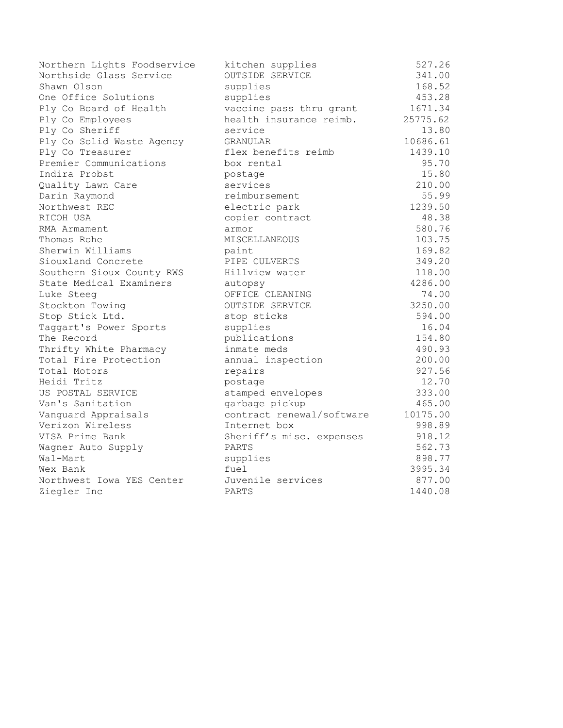| | | |
|---|---|---|
| Northern Lights Foodservice | kitchen supplies | 527.26 |
| Northside Glass Service | OUTSIDE SERVICE | 341.00 |
| Shawn Olson | supplies | 168.52 |
| One Office Solutions | supplies | 453.28 |
| Ply Co Board of Health | vaccine pass thru grant | 1671.34 |
| Ply Co Employees | health insurance reimb. | 25775.62 |
| Ply Co Sheriff | service | 13.80 |
| Ply Co Solid Waste Agency | GRANULAR | 10686.61 |
| Ply Co Treasurer | flex benefits reimb | 1439.10 |
| Premier Communications | box rental | 95.70 |
| Indira Probst | postage | 15.80 |
| Quality Lawn Care | services | 210.00 |
| Darin Raymond | reimbursement | 55.99 |
| Northwest REC | electric park | 1239.50 |
| RICOH USA | copier contract | 48.38 |
| RMA Armament | armor | 580.76 |
| Thomas Rohe | MISCELLANEOUS | 103.75 |
| Sherwin Williams | paint | 169.82 |
| Siouxland Concrete | PIPE CULVERTS | 349.20 |
| Southern Sioux County RWS | Hillview water | 118.00 |
| State Medical Examiners | autopsy | 4286.00 |
| Luke Steeg | OFFICE CLEANING | 74.00 |
| Stockton Towing | OUTSIDE SERVICE | 3250.00 |
| Stop Stick Ltd. | stop sticks | 594.00 |
| Taggart's Power Sports | supplies | 16.04 |
| The Record | publications | 154.80 |
| Thrifty White Pharmacy | inmate meds | 490.93 |
| Total Fire Protection | annual inspection | 200.00 |
| Total Motors | repairs | 927.56 |
| Heidi Tritz | postage | 12.70 |
| US POSTAL SERVICE | stamped envelopes | 333.00 |
| Van's Sanitation | garbage pickup | 465.00 |
| Vanguard Appraisals | contract renewal/software | 10175.00 |
| Verizon Wireless | Internet box | 998.89 |
| VISA Prime Bank | Sheriff's misc. expenses | 918.12 |
| Wagner Auto Supply | PARTS | 562.73 |
| Wal-Mart | supplies | 898.77 |
| Wex Bank | fuel | 3995.34 |
| Northwest Iowa YES Center | Juvenile services | 877.00 |
| Ziegler Inc | PARTS | 1440.08 |